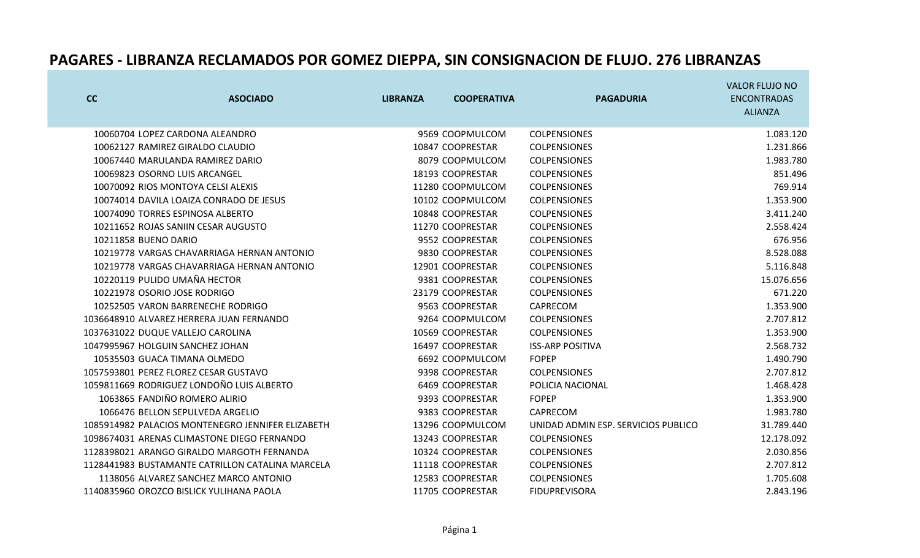# PAGARES - LIBRANZA RECLAMADOS POR GOMEZ DIEPPA, SIN CONSIGNACION DE FLUJO. 276 LIBRANZAS

| CC | ASOCIADO | LIBRANZA | COOPERATIVA | PAGADURIA | VALOR FLUJO NO ENCONTRADAS ALIANZA |
|---|---|---|---|---|---|
| 10060704 | LOPEZ CARDONA ALEANDRO | 9569 | COOPMULCOM | COLPENSIONES | 1.083.120 |
| 10062127 | RAMIREZ GIRALDO CLAUDIO | 10847 | COOPRESTAR | COLPENSIONES | 1.231.866 |
| 10067440 | MARULANDA RAMIREZ DARIO | 8079 | COOPMULCOM | COLPENSIONES | 1.983.780 |
| 10069823 | OSORNO LUIS ARCANGEL | 18193 | COOPRESTAR | COLPENSIONES | 851.496 |
| 10070092 | RIOS MONTOYA CELSI ALEXIS | 11280 | COOPMULCOM | COLPENSIONES | 769.914 |
| 10074014 | DAVILA LOAIZA CONRADO DE JESUS | 10102 | COOPMULCOM | COLPENSIONES | 1.353.900 |
| 10074090 | TORRES ESPINOSA ALBERTO | 10848 | COOPRESTAR | COLPENSIONES | 3.411.240 |
| 10211652 | ROJAS SANIIN CESAR AUGUSTO | 11270 | COOPRESTAR | COLPENSIONES | 2.558.424 |
| 10211858 | BUENO DARIO | 9552 | COOPRESTAR | COLPENSIONES | 676.956 |
| 10219778 | VARGAS CHAVARRIAGA HERNAN ANTONIO | 9830 | COOPRESTAR | COLPENSIONES | 8.528.088 |
| 10219778 | VARGAS CHAVARRIAGA HERNAN ANTONIO | 12901 | COOPRESTAR | COLPENSIONES | 5.116.848 |
| 10220119 | PULIDO UMAÑA HECTOR | 9381 | COOPRESTAR | COLPENSIONES | 15.076.656 |
| 10221978 | OSORIO JOSE RODRIGO | 23179 | COOPRESTAR | COLPENSIONES | 671.220 |
| 10252505 | VARON BARRENECHE RODRIGO | 9563 | COOPRESTAR | CAPRECOM | 1.353.900 |
| 1036648910 | ALVAREZ HERRERA JUAN FERNANDO | 9264 | COOPMULCOM | COLPENSIONES | 2.707.812 |
| 1037631022 | DUQUE VALLEJO CAROLINA | 10569 | COOPRESTAR | COLPENSIONES | 1.353.900 |
| 1047995967 | HOLGUIN SANCHEZ JOHAN | 16497 | COOPRESTAR | ISS-ARP POSITIVA | 2.568.732 |
| 10535503 | GUACA TIMANA OLMEDO | 6692 | COOPMULCOM | FOPEP | 1.490.790 |
| 1057593801 | PEREZ FLOREZ CESAR GUSTAVO | 9398 | COOPRESTAR | COLPENSIONES | 2.707.812 |
| 1059811669 | RODRIGUEZ LONDOÑO LUIS ALBERTO | 6469 | COOPRESTAR | POLICIA NACIONAL | 1.468.428 |
| 1063865 | FANDIÑO ROMERO ALIRIO | 9393 | COOPRESTAR | FOPEP | 1.353.900 |
| 1066476 | BELLON SEPULVEDA ARGELIO | 9383 | COOPRESTAR | CAPRECOM | 1.983.780 |
| 1085914982 | PALACIOS MONTENEGRO JENNIFER ELIZABETH | 13296 | COOPMULCOM | UNIDAD ADMIN ESP. SERVICIOS PUBLICO | 31.789.440 |
| 1098674031 | ARENAS CLIMASTONE DIEGO FERNANDO | 13243 | COOPRESTAR | COLPENSIONES | 12.178.092 |
| 1128398021 | ARANGO GIRALDO MARGOTH FERNANDA | 10324 | COOPRESTAR | COLPENSIONES | 2.030.856 |
| 1128441983 | BUSTAMANTE CATRILLON CATALINA MARCELA | 11118 | COOPRESTAR | COLPENSIONES | 2.707.812 |
| 1138056 | ALVAREZ SANCHEZ MARCO ANTONIO | 12583 | COOPRESTAR | COLPENSIONES | 1.705.608 |
| 1140835960 | OROZCO BISLICK YULIHANA PAOLA | 11705 | COOPRESTAR | FIDUPREVISORA | 2.843.196 |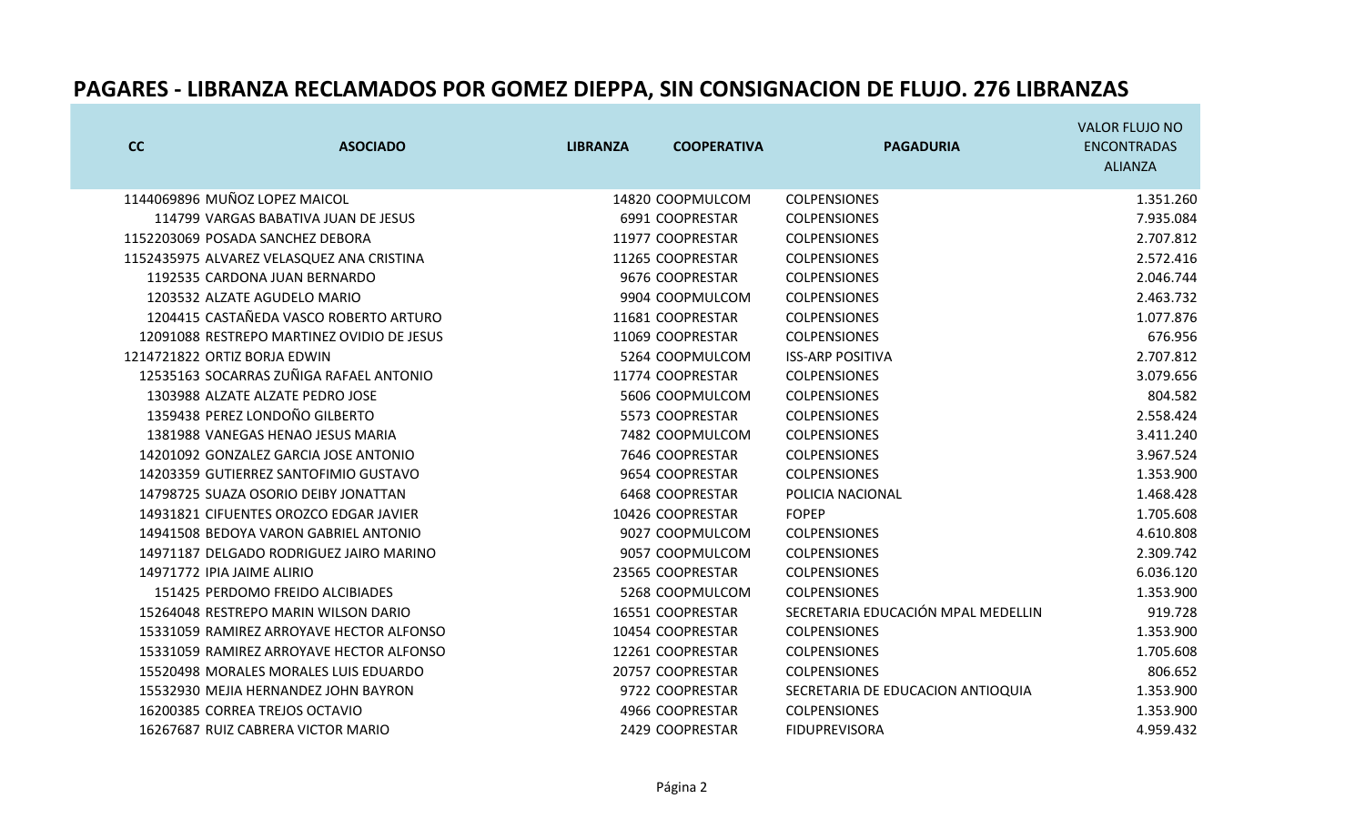## PAGARES - LIBRANZA RECLAMADOS POR GOMEZ DIEPPA, SIN CONSIGNACION DE FLUJO. 276 LIBRANZAS

| CC | ASOCIADO | LIBRANZA | COOPERATIVA | PAGADURIA | VALOR FLUJO NO ENCONTRADAS ALIANZA |
|---|---|---|---|---|---|
| 1144069896 | MUÑOZ LOPEZ MAICOL | 14820 | COOPMULCOM | COLPENSIONES | 1.351.260 |
| 114799 | VARGAS BABATIVA JUAN DE JESUS | 6991 | COOPRESTAR | COLPENSIONES | 7.935.084 |
| 1152203069 | POSADA SANCHEZ DEBORA | 11977 | COOPRESTAR | COLPENSIONES | 2.707.812 |
| 1152435975 | ALVAREZ VELASQUEZ ANA CRISTINA | 11265 | COOPRESTAR | COLPENSIONES | 2.572.416 |
| 1192535 | CARDONA JUAN BERNARDO | 9676 | COOPRESTAR | COLPENSIONES | 2.046.744 |
| 1203532 | ALZATE AGUDELO MARIO | 9904 | COOPMULCOM | COLPENSIONES | 2.463.732 |
| 1204415 | CASTAÑEDA VASCO ROBERTO ARTURO | 11681 | COOPRESTAR | COLPENSIONES | 1.077.876 |
| 12091088 | RESTREPO MARTINEZ OVIDIO DE JESUS | 11069 | COOPRESTAR | COLPENSIONES | 676.956 |
| 1214721822 | ORTIZ BORJA EDWIN | 5264 | COOPMULCOM | ISS-ARP POSITIVA | 2.707.812 |
| 12535163 | SOCARRAS ZUÑIGA RAFAEL ANTONIO | 11774 | COOPRESTAR | COLPENSIONES | 3.079.656 |
| 1303988 | ALZATE ALZATE PEDRO JOSE | 5606 | COOPMULCOM | COLPENSIONES | 804.582 |
| 1359438 | PEREZ LONDOÑO GILBERTO | 5573 | COOPRESTAR | COLPENSIONES | 2.558.424 |
| 1381988 | VANEGAS HENAO JESUS MARIA | 7482 | COOPMULCOM | COLPENSIONES | 3.411.240 |
| 14201092 | GONZALEZ GARCIA JOSE ANTONIO | 7646 | COOPRESTAR | COLPENSIONES | 3.967.524 |
| 14203359 | GUTIERREZ SANTOFIMIO GUSTAVO | 9654 | COOPRESTAR | COLPENSIONES | 1.353.900 |
| 14798725 | SUAZA OSORIO DEIBY JONATTAN | 6468 | COOPRESTAR | POLICIA NACIONAL | 1.468.428 |
| 14931821 | CIFUENTES OROZCO EDGAR JAVIER | 10426 | COOPRESTAR | FOPEP | 1.705.608 |
| 14941508 | BEDOYA VARON GABRIEL ANTONIO | 9027 | COOPMULCOM | COLPENSIONES | 4.610.808 |
| 14971187 | DELGADO RODRIGUEZ JAIRO MARINO | 9057 | COOPMULCOM | COLPENSIONES | 2.309.742 |
| 14971772 | IPIA JAIME ALIRIO | 23565 | COOPRESTAR | COLPENSIONES | 6.036.120 |
| 151425 | PERDOMO FREIDO ALCIBIADES | 5268 | COOPMULCOM | COLPENSIONES | 1.353.900 |
| 15264048 | RESTREPO MARIN WILSON DARIO | 16551 | COOPRESTAR | SECRETARIA EDUCACIÓN MPAL MEDELLIN | 919.728 |
| 15331059 | RAMIREZ ARROYAVE HECTOR ALFONSO | 10454 | COOPRESTAR | COLPENSIONES | 1.353.900 |
| 15331059 | RAMIREZ ARROYAVE HECTOR ALFONSO | 12261 | COOPRESTAR | COLPENSIONES | 1.705.608 |
| 15520498 | MORALES MORALES LUIS EDUARDO | 20757 | COOPRESTAR | COLPENSIONES | 806.652 |
| 15532930 | MEJIA HERNANDEZ JOHN BAYRON | 9722 | COOPRESTAR | SECRETARIA DE EDUCACION ANTIOQUIA | 1.353.900 |
| 16200385 | CORREA TREJOS OCTAVIO | 4966 | COOPRESTAR | COLPENSIONES | 1.353.900 |
| 16267687 | RUIZ CABRERA VICTOR MARIO | 2429 | COOPRESTAR | FIDUPREVISORA | 4.959.432 |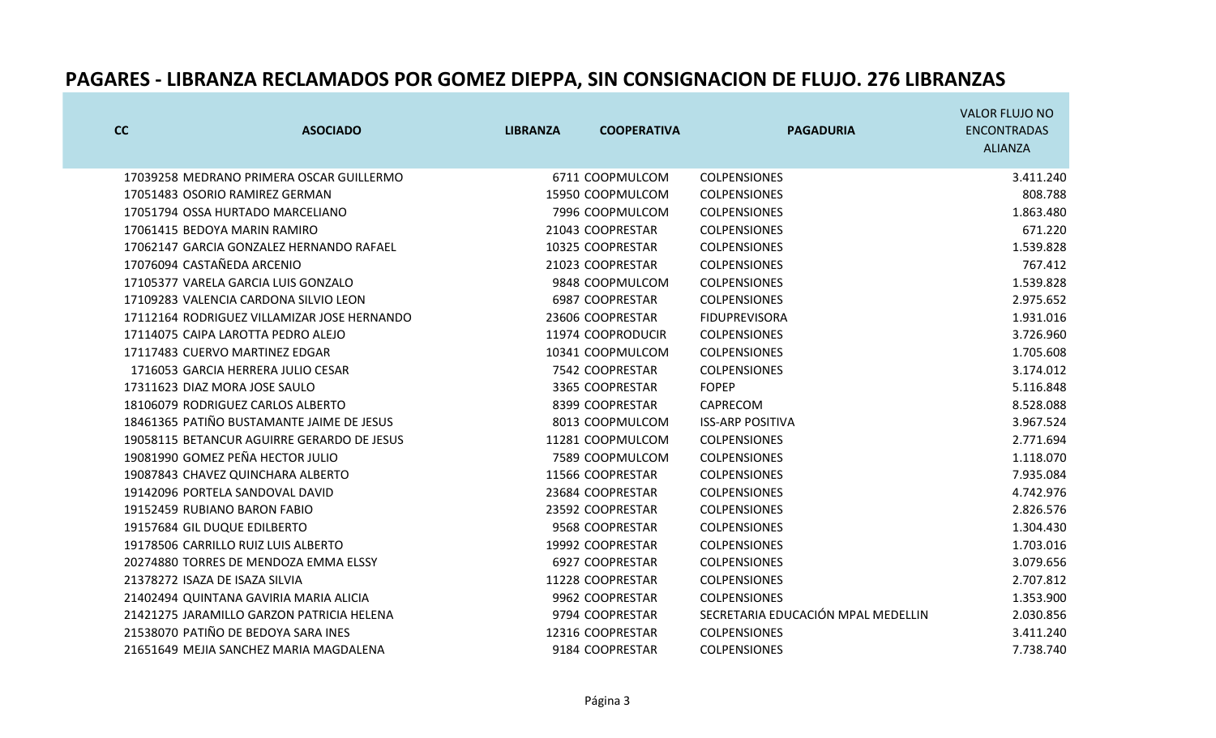# PAGARES - LIBRANZA RECLAMADOS POR GOMEZ DIEPPA, SIN CONSIGNACION DE FLUJO. 276 LIBRANZAS

| CC | ASOCIADO | LIBRANZA | COOPERATIVA | PAGADURIA | VALOR FLUJO NO ENCONTRADAS ALIANZA |
|---|---|---|---|---|---|
| 17039258 | MEDRANO PRIMERA OSCAR GUILLERMO | 6711 | COOPMULCOM | COLPENSIONES | 3.411.240 |
| 17051483 | OSORIO RAMIREZ GERMAN | 15950 | COOPMULCOM | COLPENSIONES | 808.788 |
| 17051794 | OSSA HURTADO MARCELIANO | 7996 | COOPMULCOM | COLPENSIONES | 1.863.480 |
| 17061415 | BEDOYA MARIN RAMIRO | 21043 | COOPRESTAR | COLPENSIONES | 671.220 |
| 17062147 | GARCIA GONZALEZ HERNANDO RAFAEL | 10325 | COOPRESTAR | COLPENSIONES | 1.539.828 |
| 17076094 | CASTAÑEDA ARCENIO | 21023 | COOPRESTAR | COLPENSIONES | 767.412 |
| 17105377 | VARELA GARCIA LUIS GONZALO | 9848 | COOPMULCOM | COLPENSIONES | 1.539.828 |
| 17109283 | VALENCIA CARDONA SILVIO LEON | 6987 | COOPRESTAR | COLPENSIONES | 2.975.652 |
| 17112164 | RODRIGUEZ VILLAMIZAR JOSE HERNANDO | 23606 | COOPRESTAR | FIDUPREVISORA | 1.931.016 |
| 17114075 | CAIPA LAROTTA PEDRO ALEJO | 11974 | COOPRODUCIR | COLPENSIONES | 3.726.960 |
| 17117483 | CUERVO MARTINEZ EDGAR | 10341 | COOPMULCOM | COLPENSIONES | 1.705.608 |
| 1716053 | GARCIA HERRERA JULIO CESAR | 7542 | COOPRESTAR | COLPENSIONES | 3.174.012 |
| 17311623 | DIAZ MORA JOSE SAULO | 3365 | COOPRESTAR | FOPEP | 5.116.848 |
| 18106079 | RODRIGUEZ CARLOS ALBERTO | 8399 | COOPRESTAR | CAPRECOM | 8.528.088 |
| 18461365 | PATIÑO BUSTAMANTE JAIME DE JESUS | 8013 | COOPMULCOM | ISS-ARP POSITIVA | 3.967.524 |
| 19058115 | BETANCUR AGUIRRE GERARDO DE JESUS | 11281 | COOPMULCOM | COLPENSIONES | 2.771.694 |
| 19081990 | GOMEZ PEÑA HECTOR JULIO | 7589 | COOPMULCOM | COLPENSIONES | 1.118.070 |
| 19087843 | CHAVEZ QUINCHARA ALBERTO | 11566 | COOPRESTAR | COLPENSIONES | 7.935.084 |
| 19142096 | PORTELA SANDOVAL DAVID | 23684 | COOPRESTAR | COLPENSIONES | 4.742.976 |
| 19152459 | RUBIANO BARON FABIO | 23592 | COOPRESTAR | COLPENSIONES | 2.826.576 |
| 19157684 | GIL DUQUE EDILBERTO | 9568 | COOPRESTAR | COLPENSIONES | 1.304.430 |
| 19178506 | CARRILLO RUIZ LUIS ALBERTO | 19992 | COOPRESTAR | COLPENSIONES | 1.703.016 |
| 20274880 | TORRES DE MENDOZA EMMA ELSSY | 6927 | COOPRESTAR | COLPENSIONES | 3.079.656 |
| 21378272 | ISAZA DE ISAZA SILVIA | 11228 | COOPRESTAR | COLPENSIONES | 2.707.812 |
| 21402494 | QUINTANA GAVIRIA MARIA ALICIA | 9962 | COOPRESTAR | COLPENSIONES | 1.353.900 |
| 21421275 | JARAMILLO GARZON PATRICIA HELENA | 9794 | COOPRESTAR | SECRETARIA EDUCACIÓN MPAL MEDELLIN | 2.030.856 |
| 21538070 | PATIÑO DE BEDOYA SARA INES | 12316 | COOPRESTAR | COLPENSIONES | 3.411.240 |
| 21651649 | MEJIA SANCHEZ MARIA MAGDALENA | 9184 | COOPRESTAR | COLPENSIONES | 7.738.740 |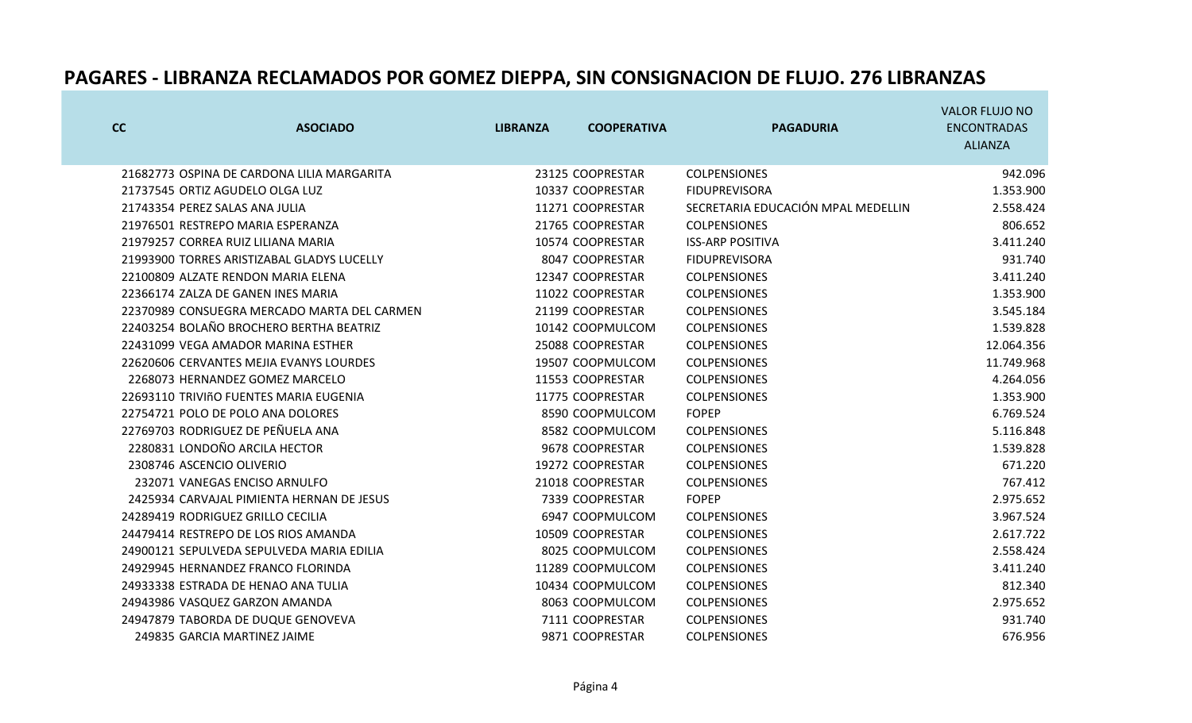# PAGARES - LIBRANZA RECLAMADOS POR GOMEZ DIEPPA, SIN CONSIGNACION DE FLUJO. 276 LIBRANZAS

| CC | ASOCIADO | LIBRANZA | COOPERATIVA | PAGADURIA | VALOR FLUJO NO ENCONTRADAS ALIANZA |
|---|---|---|---|---|---|
| 21682773 | OSPINA DE CARDONA LILIA MARGARITA | 23125 | COOPRESTAR | COLPENSIONES | 942.096 |
| 21737545 | ORTIZ AGUDELO OLGA LUZ | 10337 | COOPRESTAR | FIDUPREVISORA | 1.353.900 |
| 21743354 | PEREZ SALAS ANA JULIA | 11271 | COOPRESTAR | SECRETARIA EDUCACIÓN MPAL MEDELLIN | 2.558.424 |
| 21976501 | RESTREPO MARIA ESPERANZA | 21765 | COOPRESTAR | COLPENSIONES | 806.652 |
| 21979257 | CORREA RUIZ LILIANA MARIA | 10574 | COOPRESTAR | ISS-ARP POSITIVA | 3.411.240 |
| 21993900 | TORRES ARISTIZABAL GLADYS LUCELLY | 8047 | COOPRESTAR | FIDUPREVISORA | 931.740 |
| 22100809 | ALZATE RENDON MARIA ELENA | 12347 | COOPRESTAR | COLPENSIONES | 3.411.240 |
| 22366174 | ZALZA DE GANEN INES MARIA | 11022 | COOPRESTAR | COLPENSIONES | 1.353.900 |
| 22370989 | CONSUEGRA MERCADO MARTA DEL CARMEN | 21199 | COOPRESTAR | COLPENSIONES | 3.545.184 |
| 22403254 | BOLAÑO BROCHERO BERTHA BEATRIZ | 10142 | COOPMULCOM | COLPENSIONES | 1.539.828 |
| 22431099 | VEGA AMADOR MARINA ESTHER | 25088 | COOPRESTAR | COLPENSIONES | 12.064.356 |
| 22620606 | CERVANTES MEJIA EVANYS LOURDES | 19507 | COOPMULCOM | COLPENSIONES | 11.749.968 |
| 2268073 | HERNANDEZ GOMEZ MARCELO | 11553 | COOPRESTAR | COLPENSIONES | 4.264.056 |
| 22693110 | TRIVIñO FUENTES MARIA EUGENIA | 11775 | COOPRESTAR | COLPENSIONES | 1.353.900 |
| 22754721 | POLO DE POLO ANA DOLORES | 8590 | COOPMULCOM | FOPEP | 6.769.524 |
| 22769703 | RODRIGUEZ DE PEÑUELA ANA | 8582 | COOPMULCOM | COLPENSIONES | 5.116.848 |
| 2280831 | LONDOÑO ARCILA HECTOR | 9678 | COOPRESTAR | COLPENSIONES | 1.539.828 |
| 2308746 | ASCENCIO OLIVERIO | 19272 | COOPRESTAR | COLPENSIONES | 671.220 |
| 232071 | VANEGAS ENCISO ARNULFO | 21018 | COOPRESTAR | COLPENSIONES | 767.412 |
| 2425934 | CARVAJAL PIMIENTA HERNAN DE JESUS | 7339 | COOPRESTAR | FOPEP | 2.975.652 |
| 24289419 | RODRIGUEZ GRILLO CECILIA | 6947 | COOPMULCOM | COLPENSIONES | 3.967.524 |
| 24479414 | RESTREPO DE LOS RIOS AMANDA | 10509 | COOPRESTAR | COLPENSIONES | 2.617.722 |
| 24900121 | SEPULVEDA SEPULVEDA MARIA EDILIA | 8025 | COOPMULCOM | COLPENSIONES | 2.558.424 |
| 24929945 | HERNANDEZ FRANCO FLORINDA | 11289 | COOPMULCOM | COLPENSIONES | 3.411.240 |
| 24933338 | ESTRADA DE HENAO ANA TULIA | 10434 | COOPMULCOM | COLPENSIONES | 812.340 |
| 24943986 | VASQUEZ GARZON AMANDA | 8063 | COOPMULCOM | COLPENSIONES | 2.975.652 |
| 24947879 | TABORDA DE DUQUE GENOVEVA | 7111 | COOPRESTAR | COLPENSIONES | 931.740 |
| 249835 | GARCIA MARTINEZ JAIME | 9871 | COOPRESTAR | COLPENSIONES | 676.956 |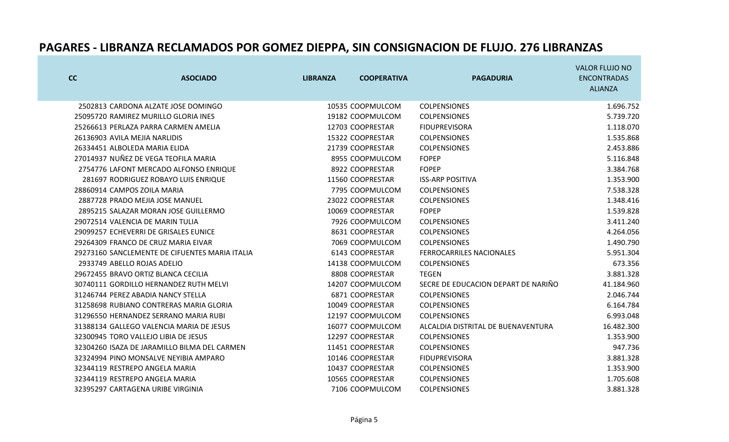## PAGARES - LIBRANZA RECLAMADOS POR GOMEZ DIEPPA, SIN CONSIGNACION DE FLUJO. 276 LIBRANZAS

| CC | ASOCIADO | LIBRANZA | COOPERATIVA | PAGADURIA | VALOR FLUJO NO ENCONTRADAS ALIANZA |
|---|---|---|---|---|---|
| 2502813 | CARDONA ALZATE JOSE DOMINGO | 10535 | COOPMULCOM | COLPENSIONES | 1.696.752 |
| 25095720 | RAMIREZ MURILLO GLORIA INES | 19182 | COOPMULCOM | COLPENSIONES | 5.739.720 |
| 25266613 | PERLAZA PARRA CARMEN AMELIA | 12703 | COOPRESTAR | FIDUPREVISORA | 1.118.070 |
| 26136903 | AVILA MEJIA NARLIDIS | 15322 | COOPRESTAR | COLPENSIONES | 1.535.868 |
| 26334451 | ALBOLEDA MARIA ELIDA | 21739 | COOPRESTAR | COLPENSIONES | 2.453.886 |
| 27014937 | NUÑEZ DE VEGA TEOFILA MARIA | 8955 | COOPMULCOM | FOPEP | 5.116.848 |
| 2754776 | LAFONT MERCADO ALFONSO ENRIQUE | 8922 | COOPRESTAR | FOPEP | 3.384.768 |
| 281697 | RODRIGUEZ ROBAYO LUIS ENRIQUE | 11560 | COOPRESTAR | ISS-ARP POSITIVA | 1.353.900 |
| 28860914 | CAMPOS ZOILA MARIA | 7795 | COOPMULCOM | COLPENSIONES | 7.538.328 |
| 2887728 | PRADO MEJIA JOSE MANUEL | 23022 | COOPRESTAR | COLPENSIONES | 1.348.416 |
| 2895215 | SALAZAR MORAN JOSE GUILLERMO | 10069 | COOPRESTAR | FOPEP | 1.539.828 |
| 29072514 | VALENCIA DE MARIN TULIA | 7926 | COOPMULCOM | COLPENSIONES | 3.411.240 |
| 29099257 | ECHEVERRI DE GRISALES EUNICE | 8631 | COOPRESTAR | COLPENSIONES | 4.264.056 |
| 29264309 | FRANCO DE CRUZ MARIA EIVAR | 7069 | COOPMULCOM | COLPENSIONES | 1.490.790 |
| 29273160 | SANCLEMENTE DE CIFUENTES MARIA ITALIA | 6143 | COOPRESTAR | FERROCARRILES NACIONALES | 5.951.304 |
| 2933749 | ABELLO ROJAS ADELIO | 14138 | COOPMULCOM | COLPENSIONES | 673.356 |
| 29672455 | BRAVO ORTIZ BLANCA CECILIA | 8808 | COOPRESTAR | TEGEN | 3.881.328 |
| 30740111 | GORDILLO HERNANDEZ RUTH MELVI | 14207 | COOPMULCOM | SECRE DE EDUCACION DEPART DE NARIÑO | 41.184.960 |
| 31246744 | PEREZ ABADIA NANCY STELLA | 6871 | COOPRESTAR | COLPENSIONES | 2.046.744 |
| 31258698 | RUBIANO CONTRERAS MARIA GLORIA | 10049 | COOPRESTAR | COLPENSIONES | 6.164.784 |
| 31296550 | HERNANDEZ SERRANO MARIA RUBI | 12197 | COOPMULCOM | COLPENSIONES | 6.993.048 |
| 31388134 | GALLEGO VALENCIA MARIA DE JESUS | 16077 | COOPMULCOM | ALCALDIA DISTRITAL DE BUENAVENTURA | 16.482.300 |
| 32300945 | TORO VALLEJO LIBIA DE JESUS | 12297 | COOPRESTAR | COLPENSIONES | 1.353.900 |
| 32304260 | ISAZA DE JARAMILLO BILMA DEL CARMEN | 11451 | COOPRESTAR | COLPENSIONES | 947.736 |
| 32324994 | PINO MONSALVE NEYIBIA AMPARO | 10146 | COOPRESTAR | FIDUPREVISORA | 3.881.328 |
| 32344119 | RESTREPO ANGELA MARIA | 10437 | COOPRESTAR | COLPENSIONES | 1.353.900 |
| 32344119 | RESTREPO ANGELA MARIA | 10565 | COOPRESTAR | COLPENSIONES | 1.705.608 |
| 32395297 | CARTAGENA URIBE VIRGINIA | 7106 | COOPMULCOM | COLPENSIONES | 3.881.328 |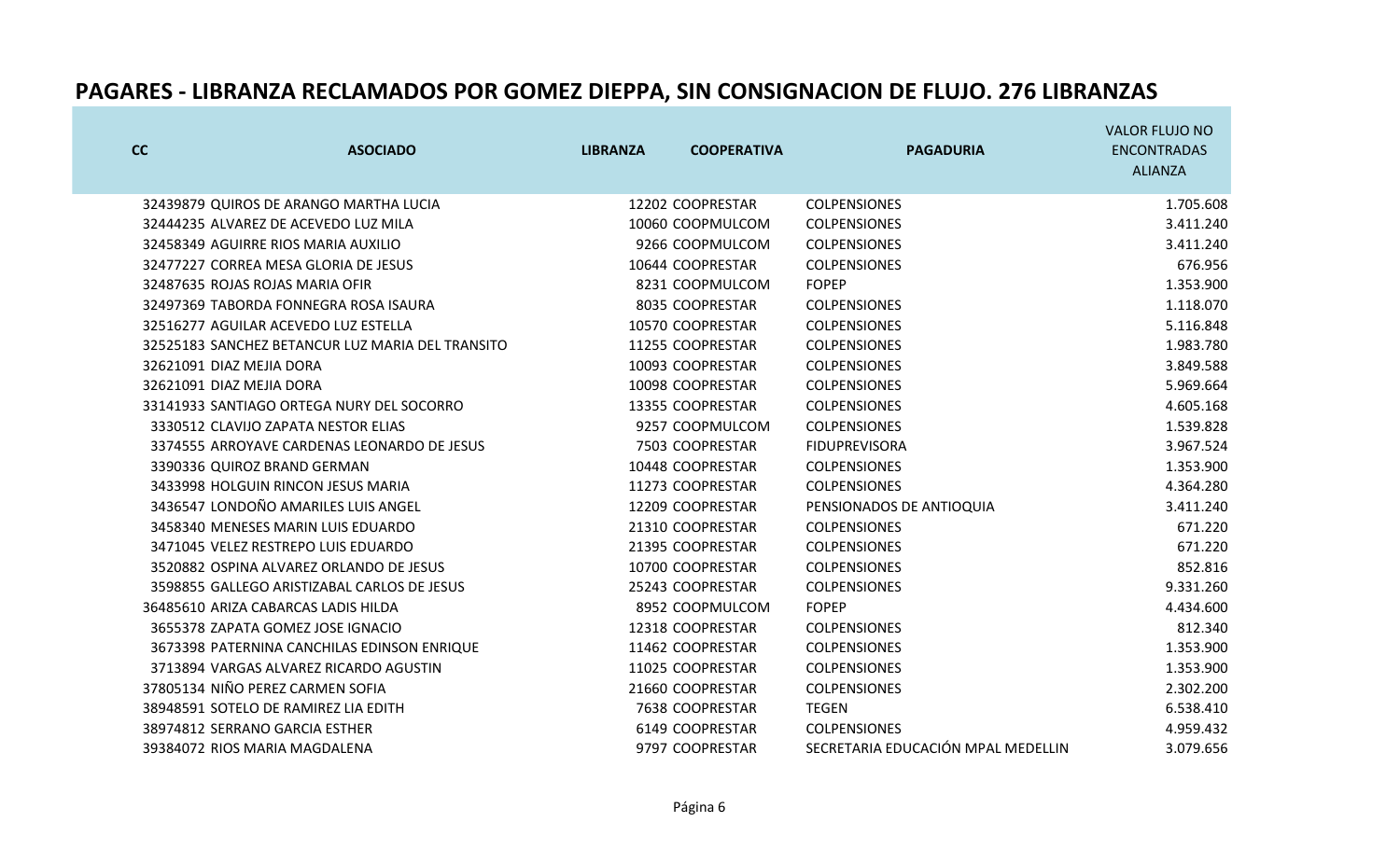# PAGARES - LIBRANZA RECLAMADOS POR GOMEZ DIEPPA, SIN CONSIGNACION DE FLUJO. 276 LIBRANZAS

| CC | ASOCIADO | LIBRANZA | COOPERATIVA | PAGADURIA | VALOR FLUJO NO ENCONTRADAS ALIANZA |
|---|---|---|---|---|---|
| 32439879 | QUIROS DE ARANGO MARTHA LUCIA | 12202 | COOPRESTAR | COLPENSIONES | 1.705.608 |
| 32444235 | ALVAREZ DE ACEVEDO LUZ MILA | 10060 | COOPMULCOM | COLPENSIONES | 3.411.240 |
| 32458349 | AGUIRRE RIOS MARIA AUXILIO | 9266 | COOPMULCOM | COLPENSIONES | 3.411.240 |
| 32477227 | CORREA MESA GLORIA DE JESUS | 10644 | COOPRESTAR | COLPENSIONES | 676.956 |
| 32487635 | ROJAS ROJAS MARIA OFIR | 8231 | COOPMULCOM | FOPEP | 1.353.900 |
| 32497369 | TABORDA FONNEGRA ROSA ISAURA | 8035 | COOPRESTAR | COLPENSIONES | 1.118.070 |
| 32516277 | AGUILAR ACEVEDO LUZ ESTELLA | 10570 | COOPRESTAR | COLPENSIONES | 5.116.848 |
| 32525183 | SANCHEZ BETANCUR LUZ MARIA DEL TRANSITO | 11255 | COOPRESTAR | COLPENSIONES | 1.983.780 |
| 32621091 | DIAZ MEJIA DORA | 10093 | COOPRESTAR | COLPENSIONES | 3.849.588 |
| 32621091 | DIAZ MEJIA DORA | 10098 | COOPRESTAR | COLPENSIONES | 5.969.664 |
| 33141933 | SANTIAGO ORTEGA NURY DEL SOCORRO | 13355 | COOPRESTAR | COLPENSIONES | 4.605.168 |
| 3330512 | CLAVIJO ZAPATA NESTOR ELIAS | 9257 | COOPMULCOM | COLPENSIONES | 1.539.828 |
| 3374555 | ARROYAVE CARDENAS LEONARDO DE JESUS | 7503 | COOPRESTAR | FIDUPREVISORA | 3.967.524 |
| 3390336 | QUIROZ BRAND GERMAN | 10448 | COOPRESTAR | COLPENSIONES | 1.353.900 |
| 3433998 | HOLGUIN RINCON JESUS MARIA | 11273 | COOPRESTAR | COLPENSIONES | 4.364.280 |
| 3436547 | LONDOÑO AMARILES LUIS ANGEL | 12209 | COOPRESTAR | PENSIONADOS DE ANTIOQUIA | 3.411.240 |
| 3458340 | MENESES MARIN LUIS EDUARDO | 21310 | COOPRESTAR | COLPENSIONES | 671.220 |
| 3471045 | VELEZ RESTREPO LUIS EDUARDO | 21395 | COOPRESTAR | COLPENSIONES | 671.220 |
| 3520882 | OSPINA ALVAREZ ORLANDO DE JESUS | 10700 | COOPRESTAR | COLPENSIONES | 852.816 |
| 3598855 | GALLEGO ARISTIZABAL CARLOS DE JESUS | 25243 | COOPRESTAR | COLPENSIONES | 9.331.260 |
| 36485610 | ARIZA CABARCAS LADIS HILDA | 8952 | COOPMULCOM | FOPEP | 4.434.600 |
| 3655378 | ZAPATA GOMEZ JOSE IGNACIO | 12318 | COOPRESTAR | COLPENSIONES | 812.340 |
| 3673398 | PATERNINA CANCHILAS EDINSON ENRIQUE | 11462 | COOPRESTAR | COLPENSIONES | 1.353.900 |
| 3713894 | VARGAS ALVAREZ RICARDO AGUSTIN | 11025 | COOPRESTAR | COLPENSIONES | 1.353.900 |
| 37805134 | NIÑO PEREZ CARMEN SOFIA | 21660 | COOPRESTAR | COLPENSIONES | 2.302.200 |
| 38948591 | SOTELO DE RAMIREZ LIA EDITH | 7638 | COOPRESTAR | TEGEN | 6.538.410 |
| 38974812 | SERRANO GARCIA ESTHER | 6149 | COOPRESTAR | COLPENSIONES | 4.959.432 |
| 39384072 | RIOS MARIA MAGDALENA | 9797 | COOPRESTAR | SECRETARIA EDUCACIÓN MPAL MEDELLIN | 3.079.656 |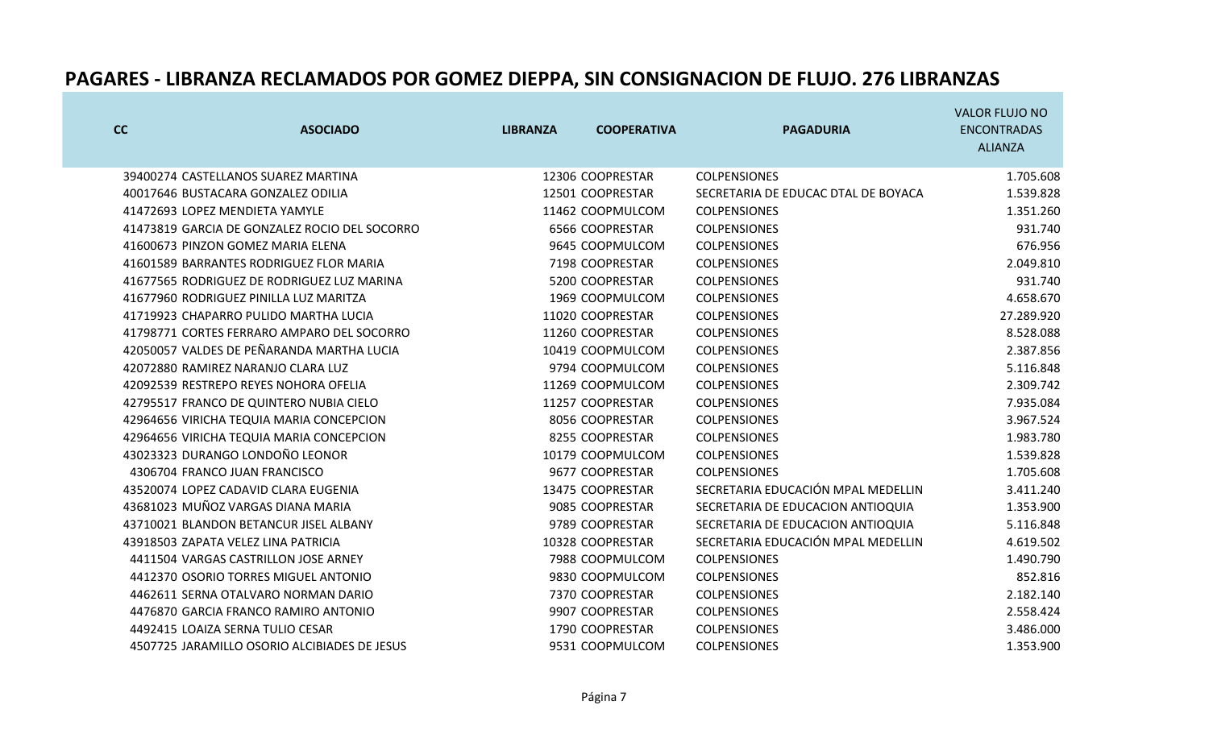# PAGARES - LIBRANZA RECLAMADOS POR GOMEZ DIEPPA, SIN CONSIGNACION DE FLUJO. 276 LIBRANZAS

| CC | ASOCIADO | LIBRANZA | COOPERATIVA | PAGADURIA | VALOR FLUJO NO ENCONTRADAS ALIANZA |
|---|---|---|---|---|---|
| 39400274 | CASTELLANOS SUAREZ MARTINA | 12306 | COOPRESTAR | COLPENSIONES | 1.705.608 |
| 40017646 | BUSTACARA GONZALEZ ODILIA | 12501 | COOPRESTAR | SECRETARIA DE EDUCAC DTAL DE BOYACA | 1.539.828 |
| 41472693 | LOPEZ MENDIETA YAMYLE | 11462 | COOPMULCOM | COLPENSIONES | 1.351.260 |
| 41473819 | GARCIA DE GONZALEZ ROCIO DEL SOCORRO | 6566 | COOPRESTAR | COLPENSIONES | 931.740 |
| 41600673 | PINZON GOMEZ MARIA ELENA | 9645 | COOPMULCOM | COLPENSIONES | 676.956 |
| 41601589 | BARRANTES RODRIGUEZ FLOR MARIA | 7198 | COOPRESTAR | COLPENSIONES | 2.049.810 |
| 41677565 | RODRIGUEZ DE RODRIGUEZ LUZ MARINA | 5200 | COOPRESTAR | COLPENSIONES | 931.740 |
| 41677960 | RODRIGUEZ PINILLA LUZ MARITZA | 1969 | COOPMULCOM | COLPENSIONES | 4.658.670 |
| 41719923 | CHAPARRO PULIDO MARTHA LUCIA | 11020 | COOPRESTAR | COLPENSIONES | 27.289.920 |
| 41798771 | CORTES FERRARO AMPARO DEL SOCORRO | 11260 | COOPRESTAR | COLPENSIONES | 8.528.088 |
| 42050057 | VALDES DE PEÑARANDA MARTHA LUCIA | 10419 | COOPMULCOM | COLPENSIONES | 2.387.856 |
| 42072880 | RAMIREZ NARANJO CLARA LUZ | 9794 | COOPMULCOM | COLPENSIONES | 5.116.848 |
| 42092539 | RESTREPO REYES NOHORA OFELIA | 11269 | COOPMULCOM | COLPENSIONES | 2.309.742 |
| 42795517 | FRANCO DE QUINTERO NUBIA CIELO | 11257 | COOPRESTAR | COLPENSIONES | 7.935.084 |
| 42964656 | VIRICHA TEQUIA MARIA CONCEPCION | 8056 | COOPRESTAR | COLPENSIONES | 3.967.524 |
| 42964656 | VIRICHA TEQUIA MARIA CONCEPCION | 8255 | COOPRESTAR | COLPENSIONES | 1.983.780 |
| 43023323 | DURANGO LONDOÑO LEONOR | 10179 | COOPMULCOM | COLPENSIONES | 1.539.828 |
| 4306704 | FRANCO JUAN FRANCISCO | 9677 | COOPRESTAR | COLPENSIONES | 1.705.608 |
| 43520074 | LOPEZ CADAVID CLARA EUGENIA | 13475 | COOPRESTAR | SECRETARIA EDUCACIÓN MPAL MEDELLIN | 3.411.240 |
| 43681023 | MUÑOZ VARGAS DIANA MARIA | 9085 | COOPRESTAR | SECRETARIA DE EDUCACION ANTIOQUIA | 1.353.900 |
| 43710021 | BLANDON BETANCUR JISEL ALBANY | 9789 | COOPRESTAR | SECRETARIA DE EDUCACION ANTIOQUIA | 5.116.848 |
| 43918503 | ZAPATA VELEZ LINA PATRICIA | 10328 | COOPRESTAR | SECRETARIA EDUCACIÓN MPAL MEDELLIN | 4.619.502 |
| 4411504 | VARGAS CASTRILLON JOSE ARNEY | 7988 | COOPMULCOM | COLPENSIONES | 1.490.790 |
| 4412370 | OSORIO TORRES MIGUEL ANTONIO | 9830 | COOPMULCOM | COLPENSIONES | 852.816 |
| 4462611 | SERNA OTALVARO NORMAN DARIO | 7370 | COOPRESTAR | COLPENSIONES | 2.182.140 |
| 4476870 | GARCIA FRANCO RAMIRO ANTONIO | 9907 | COOPRESTAR | COLPENSIONES | 2.558.424 |
| 4492415 | LOAIZA SERNA TULIO CESAR | 1790 | COOPRESTAR | COLPENSIONES | 3.486.000 |
| 4507725 | JARAMILLO OSORIO ALCIBIADES DE JESUS | 9531 | COOPMULCOM | COLPENSIONES | 1.353.900 |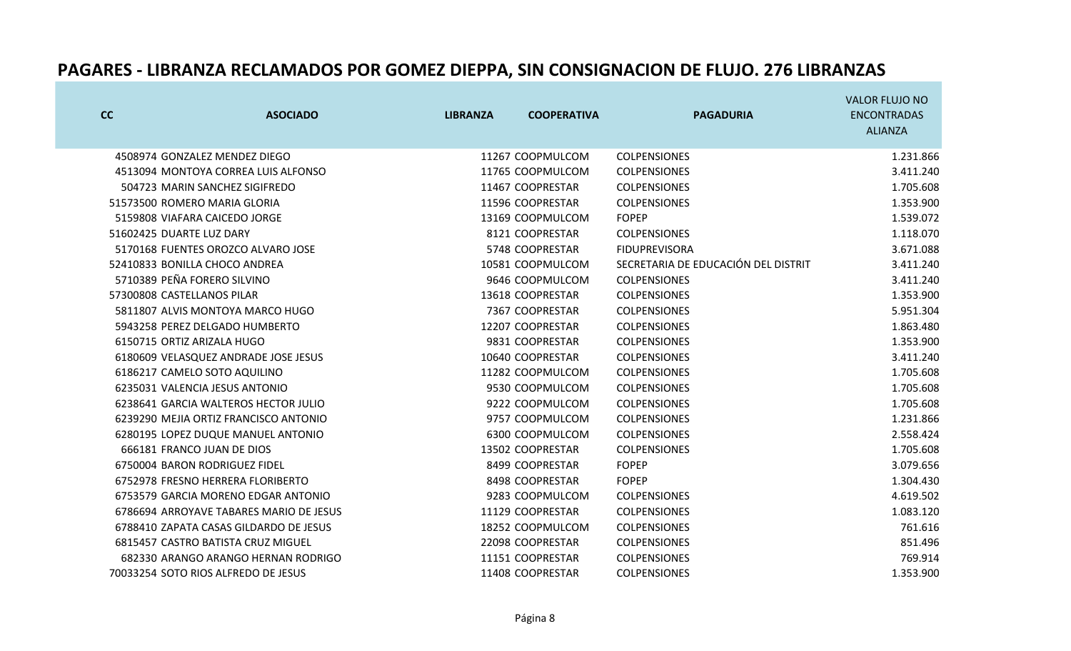# PAGARES - LIBRANZA RECLAMADOS POR GOMEZ DIEPPA, SIN CONSIGNACION DE FLUJO. 276 LIBRANZAS

| CC | ASOCIADO | LIBRANZA | COOPERATIVA | PAGADURIA | VALOR FLUJO NO ENCONTRADAS ALIANZA |
|---|---|---|---|---|---|
| 4508974 | GONZALEZ MENDEZ DIEGO | 11267 | COOPMULCOM | COLPENSIONES | 1.231.866 |
| 4513094 | MONTOYA CORREA LUIS ALFONSO | 11765 | COOPMULCOM | COLPENSIONES | 3.411.240 |
| 504723 | MARIN SANCHEZ SIGIFREDO | 11467 | COOPRESTAR | COLPENSIONES | 1.705.608 |
| 51573500 | ROMERO MARIA GLORIA | 11596 | COOPRESTAR | COLPENSIONES | 1.353.900 |
| 5159808 | VIAFARA CAICEDO JORGE | 13169 | COOPMULCOM | FOPEP | 1.539.072 |
| 51602425 | DUARTE LUZ DARY | 8121 | COOPRESTAR | COLPENSIONES | 1.118.070 |
| 5170168 | FUENTES OROZCO ALVARO JOSE | 5748 | COOPRESTAR | FIDUPREVISORA | 3.671.088 |
| 52410833 | BONILLA CHOCO ANDREA | 10581 | COOPMULCOM | SECRETARIA DE EDUCACIÓN DEL DISTRIT | 3.411.240 |
| 5710389 | PEÑA FORERO SILVINO | 9646 | COOPMULCOM | COLPENSIONES | 3.411.240 |
| 57300808 | CASTELLANOS PILAR | 13618 | COOPRESTAR | COLPENSIONES | 1.353.900 |
| 5811807 | ALVIS MONTOYA MARCO HUGO | 7367 | COOPRESTAR | COLPENSIONES | 5.951.304 |
| 5943258 | PEREZ DELGADO HUMBERTO | 12207 | COOPRESTAR | COLPENSIONES | 1.863.480 |
| 6150715 | ORTIZ ARIZALA HUGO | 9831 | COOPRESTAR | COLPENSIONES | 1.353.900 |
| 6180609 | VELASQUEZ ANDRADE JOSE JESUS | 10640 | COOPRESTAR | COLPENSIONES | 3.411.240 |
| 6186217 | CAMELO SOTO AQUILINO | 11282 | COOPMULCOM | COLPENSIONES | 1.705.608 |
| 6235031 | VALENCIA JESUS ANTONIO | 9530 | COOPMULCOM | COLPENSIONES | 1.705.608 |
| 6238641 | GARCIA WALTEROS HECTOR JULIO | 9222 | COOPMULCOM | COLPENSIONES | 1.705.608 |
| 6239290 | MEJIA ORTIZ FRANCISCO ANTONIO | 9757 | COOPMULCOM | COLPENSIONES | 1.231.866 |
| 6280195 | LOPEZ DUQUE MANUEL ANTONIO | 6300 | COOPMULCOM | COLPENSIONES | 2.558.424 |
| 666181 | FRANCO JUAN DE DIOS | 13502 | COOPRESTAR | COLPENSIONES | 1.705.608 |
| 6750004 | BARON RODRIGUEZ FIDEL | 8499 | COOPRESTAR | FOPEP | 3.079.656 |
| 6752978 | FRESNO HERRERA FLORIBERTO | 8498 | COOPRESTAR | FOPEP | 1.304.430 |
| 6753579 | GARCIA MORENO EDGAR ANTONIO | 9283 | COOPMULCOM | COLPENSIONES | 4.619.502 |
| 6786694 | ARROYAVE TABARES MARIO DE JESUS | 11129 | COOPRESTAR | COLPENSIONES | 1.083.120 |
| 6788410 | ZAPATA CASAS GILDARDO DE JESUS | 18252 | COOPMULCOM | COLPENSIONES | 761.616 |
| 6815457 | CASTRO BATISTA CRUZ MIGUEL | 22098 | COOPRESTAR | COLPENSIONES | 851.496 |
| 682330 | ARANGO ARANGO HERNAN RODRIGO | 11151 | COOPRESTAR | COLPENSIONES | 769.914 |
| 70033254 | SOTO RIOS ALFREDO DE JESUS | 11408 | COOPRESTAR | COLPENSIONES | 1.353.900 |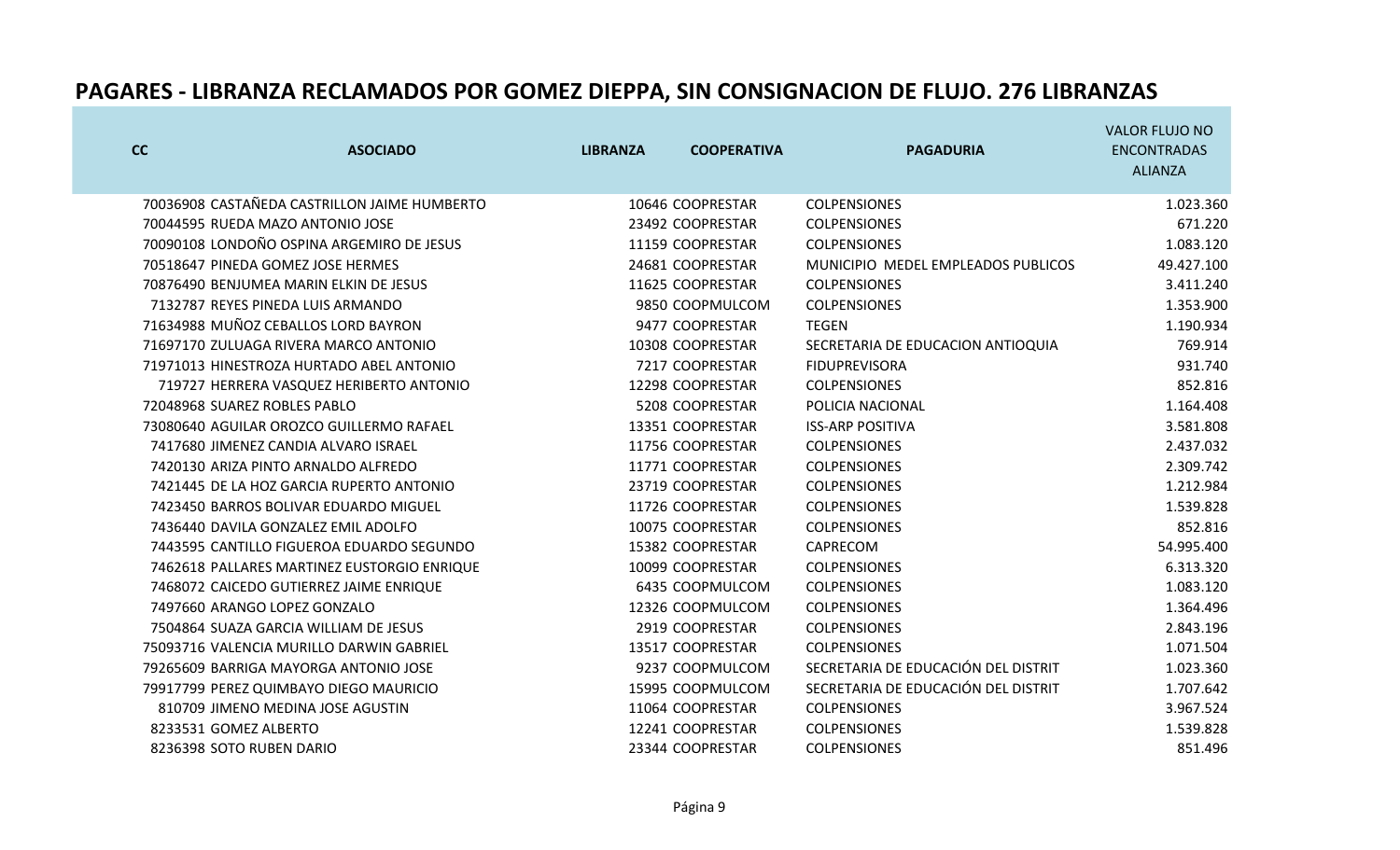# PAGARES - LIBRANZA RECLAMADOS POR GOMEZ DIEPPA, SIN CONSIGNACION DE FLUJO. 276 LIBRANZAS

| CC | ASOCIADO | LIBRANZA | COOPERATIVA | PAGADURIA | VALOR FLUJO NO ENCONTRADAS ALIANZA |
|---|---|---|---|---|---|
| 70036908 | CASTAÑEDA CASTRILLON JAIME HUMBERTO | 10646 | COOPRESTAR | COLPENSIONES | 1.023.360 |
| 70044595 | RUEDA MAZO ANTONIO JOSE | 23492 | COOPRESTAR | COLPENSIONES | 671.220 |
| 70090108 | LONDOÑO OSPINA ARGEMIRO DE JESUS | 11159 | COOPRESTAR | COLPENSIONES | 1.083.120 |
| 70518647 | PINEDA GOMEZ JOSE HERMES | 24681 | COOPRESTAR | MUNICIPIO MEDEL EMPLEADOS PUBLICOS | 49.427.100 |
| 70876490 | BENJUMEA MARIN ELKIN DE JESUS | 11625 | COOPRESTAR | COLPENSIONES | 3.411.240 |
| 7132787 | REYES PINEDA LUIS ARMANDO | 9850 | COOPMULCOM | COLPENSIONES | 1.353.900 |
| 71634988 | MUÑOZ CEBALLOS LORD BAYRON | 9477 | COOPRESTAR | TEGEN | 1.190.934 |
| 71697170 | ZULUAGA RIVERA MARCO ANTONIO | 10308 | COOPRESTAR | SECRETARIA DE EDUCACION ANTIOQUIA | 769.914 |
| 71971013 | HINESTROZA HURTADO ABEL ANTONIO | 7217 | COOPRESTAR | FIDUPREVISORA | 931.740 |
| 719727 | HERRERA VASQUEZ HERIBERTO ANTONIO | 12298 | COOPRESTAR | COLPENSIONES | 852.816 |
| 72048968 | SUAREZ ROBLES PABLO | 5208 | COOPRESTAR | POLICIA NACIONAL | 1.164.408 |
| 73080640 | AGUILAR OROZCO GUILLERMO RAFAEL | 13351 | COOPRESTAR | ISS-ARP POSITIVA | 3.581.808 |
| 7417680 | JIMENEZ CANDIA ALVARO ISRAEL | 11756 | COOPRESTAR | COLPENSIONES | 2.437.032 |
| 7420130 | ARIZA PINTO ARNALDO ALFREDO | 11771 | COOPRESTAR | COLPENSIONES | 2.309.742 |
| 7421445 | DE LA HOZ GARCIA RUPERTO ANTONIO | 23719 | COOPRESTAR | COLPENSIONES | 1.212.984 |
| 7423450 | BARROS BOLIVAR EDUARDO MIGUEL | 11726 | COOPRESTAR | COLPENSIONES | 1.539.828 |
| 7436440 | DAVILA GONZALEZ EMIL ADOLFO | 10075 | COOPRESTAR | COLPENSIONES | 852.816 |
| 7443595 | CANTILLO FIGUEROA EDUARDO SEGUNDO | 15382 | COOPRESTAR | CAPRECOM | 54.995.400 |
| 7462618 | PALLARES MARTINEZ EUSTORGIO ENRIQUE | 10099 | COOPRESTAR | COLPENSIONES | 6.313.320 |
| 7468072 | CAICEDO GUTIERREZ JAIME ENRIQUE | 6435 | COOPMULCOM | COLPENSIONES | 1.083.120 |
| 7497660 | ARANGO LOPEZ GONZALO | 12326 | COOPMULCOM | COLPENSIONES | 1.364.496 |
| 7504864 | SUAZA GARCIA WILLIAM DE JESUS | 2919 | COOPRESTAR | COLPENSIONES | 2.843.196 |
| 75093716 | VALENCIA MURILLO DARWIN GABRIEL | 13517 | COOPRESTAR | COLPENSIONES | 1.071.504 |
| 79265609 | BARRIGA MAYORGA ANTONIO JOSE | 9237 | COOPMULCOM | SECRETARIA DE EDUCACIÓN DEL DISTRIT | 1.023.360 |
| 79917799 | PEREZ QUIMBAYO DIEGO MAURICIO | 15995 | COOPMULCOM | SECRETARIA DE EDUCACIÓN DEL DISTRIT | 1.707.642 |
| 810709 | JIMENO MEDINA JOSE AGUSTIN | 11064 | COOPRESTAR | COLPENSIONES | 3.967.524 |
| 8233531 | GOMEZ ALBERTO | 12241 | COOPRESTAR | COLPENSIONES | 1.539.828 |
| 8236398 | SOTO RUBEN DARIO | 23344 | COOPRESTAR | COLPENSIONES | 851.496 |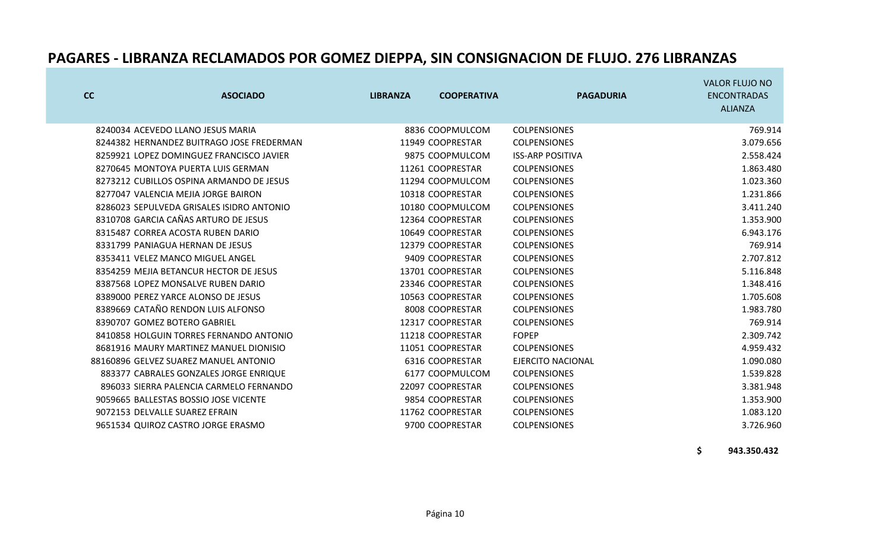# PAGARES - LIBRANZA RECLAMADOS POR GOMEZ DIEPPA, SIN CONSIGNACION DE FLUJO. 276 LIBRANZAS

| CC | ASOCIADO | LIBRANZA | COOPERATIVA | PAGADURIA | VALOR FLUJO NO ENCONTRADAS ALIANZA |
|---|---|---|---|---|---|
| 8240034 | ACEVEDO LLANO JESUS MARIA | 8836 | COOPMULCOM | COLPENSIONES | 769.914 |
| 8244382 | HERNANDEZ BUITRAGO JOSE FREDERMAN | 11949 | COOPRESTAR | COLPENSIONES | 3.079.656 |
| 8259921 | LOPEZ DOMINGUEZ FRANCISCO JAVIER | 9875 | COOPMULCOM | ISS-ARP POSITIVA | 2.558.424 |
| 8270645 | MONTOYA PUERTA LUIS GERMAN | 11261 | COOPRESTAR | COLPENSIONES | 1.863.480 |
| 8273212 | CUBILLOS OSPINA ARMANDO DE JESUS | 11294 | COOPMULCOM | COLPENSIONES | 1.023.360 |
| 8277047 | VALENCIA MEJIA JORGE BAIRON | 10318 | COOPRESTAR | COLPENSIONES | 1.231.866 |
| 8286023 | SEPULVEDA GRISALES ISIDRO ANTONIO | 10180 | COOPMULCOM | COLPENSIONES | 3.411.240 |
| 8310708 | GARCIA CAÑAS ARTURO DE JESUS | 12364 | COOPRESTAR | COLPENSIONES | 1.353.900 |
| 8315487 | CORREA ACOSTA RUBEN DARIO | 10649 | COOPRESTAR | COLPENSIONES | 6.943.176 |
| 8331799 | PANIAGUA HERNAN DE JESUS | 12379 | COOPRESTAR | COLPENSIONES | 769.914 |
| 8353411 | VELEZ MANCO MIGUEL ANGEL | 9409 | COOPRESTAR | COLPENSIONES | 2.707.812 |
| 8354259 | MEJIA BETANCUR HECTOR DE JESUS | 13701 | COOPRESTAR | COLPENSIONES | 5.116.848 |
| 8387568 | LOPEZ MONSALVE RUBEN DARIO | 23346 | COOPRESTAR | COLPENSIONES | 1.348.416 |
| 8389000 | PEREZ YARCE ALONSO DE JESUS | 10563 | COOPRESTAR | COLPENSIONES | 1.705.608 |
| 8389669 | CATAÑO RENDON LUIS ALFONSO | 8008 | COOPRESTAR | COLPENSIONES | 1.983.780 |
| 8390707 | GOMEZ BOTERO GABRIEL | 12317 | COOPRESTAR | COLPENSIONES | 769.914 |
| 8410858 | HOLGUIN TORRES FERNANDO ANTONIO | 11218 | COOPRESTAR | FOPEP | 2.309.742 |
| 8681916 | MAURY MARTINEZ MANUEL DIONISIO | 11051 | COOPRESTAR | COLPENSIONES | 4.959.432 |
| 88160896 | GELVEZ SUAREZ MANUEL ANTONIO | 6316 | COOPRESTAR | EJERCITO NACIONAL | 1.090.080 |
| 883377 | CABRALES GONZALES JORGE ENRIQUE | 6177 | COOPMULCOM | COLPENSIONES | 1.539.828 |
| 896033 | SIERRA PALENCIA CARMELO FERNANDO | 22097 | COOPRESTAR | COLPENSIONES | 3.381.948 |
| 9059665 | BALLESTAS BOSSIO JOSE VICENTE | 9854 | COOPRESTAR | COLPENSIONES | 1.353.900 |
| 9072153 | DELVALLE SUAREZ EFRAIN | 11762 | COOPRESTAR | COLPENSIONES | 1.083.120 |
| 9651534 | QUIROZ CASTRO JORGE ERASMO | 9700 | COOPRESTAR | COLPENSIONES | 3.726.960 |
| | | | | | **$ 943.350.432** |